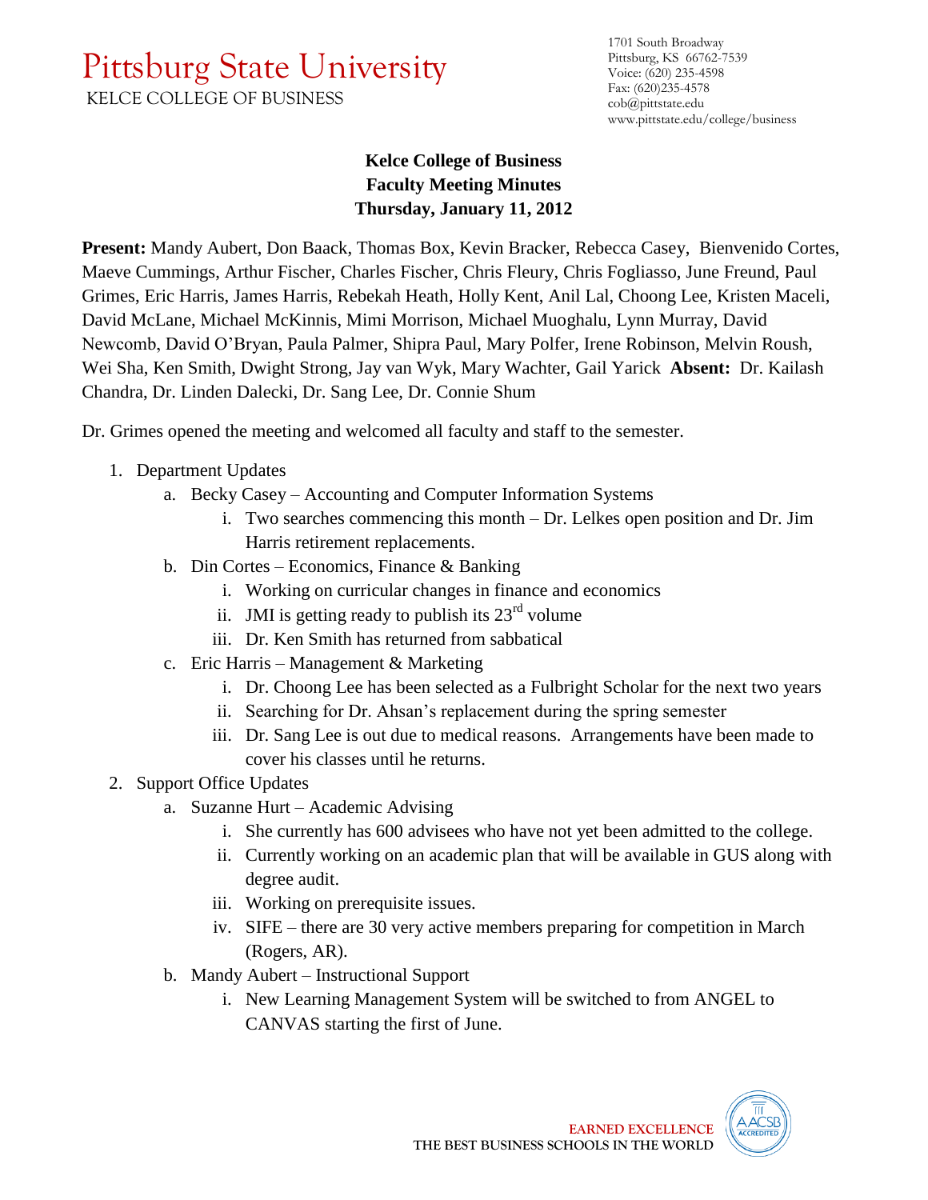# Pittsburg State University

KELCE COLLEGE OF BUSINESS

1701 South Broadway
Pittsburg, KS 66762-7539
Voice: (620) 235-4598
Fax: (620)235-4578
cob@pittstate.edu
www.pittstate.edu/college/business

## Kelce College of Business
## Faculty Meeting Minutes
## Thursday, January 11, 2012

**Present:** Mandy Aubert, Don Baack, Thomas Box, Kevin Bracker, Rebecca Casey, Bienvenido Cortes, Maeve Cummings, Arthur Fischer, Charles Fischer, Chris Fleury, Chris Fogliasso, June Freund, Paul Grimes, Eric Harris, James Harris, Rebekah Heath, Holly Kent, Anil Lal, Choong Lee, Kristen Maceli, David McLane, Michael McKinnis, Mimi Morrison, Michael Muoghalu, Lynn Murray, David Newcomb, David O'Bryan, Paula Palmer, Shipra Paul, Mary Polfer, Irene Robinson, Melvin Roush, Wei Sha, Ken Smith, Dwight Strong, Jay van Wyk, Mary Wachter, Gail Yarick **Absent:** Dr. Kailash Chandra, Dr. Linden Dalecki, Dr. Sang Lee, Dr. Connie Shum

Dr. Grimes opened the meeting and welcomed all faculty and staff to the semester.

1. Department Updates
    a. Becky Casey – Accounting and Computer Information Systems
        i. Two searches commencing this month – Dr. Lelkes open position and Dr. Jim Harris retirement replacements.
    b. Din Cortes – Economics, Finance & Banking
        i. Working on curricular changes in finance and economics
        ii. JMI is getting ready to publish its 23rd volume
        iii. Dr. Ken Smith has returned from sabbatical
    c. Eric Harris – Management & Marketing
        i. Dr. Choong Lee has been selected as a Fulbright Scholar for the next two years
        ii. Searching for Dr. Ahsan's replacement during the spring semester
        iii. Dr. Sang Lee is out due to medical reasons. Arrangements have been made to cover his classes until he returns.
2. Support Office Updates
    a. Suzanne Hurt – Academic Advising
        i. She currently has 600 advisees who have not yet been admitted to the college.
        ii. Currently working on an academic plan that will be available in GUS along with degree audit.
        iii. Working on prerequisite issues.
        iv. SIFE – there are 30 very active members preparing for competition in March (Rogers, AR).
    b. Mandy Aubert – Instructional Support
        i. New Learning Management System will be switched to from ANGEL to CANVAS starting the first of June.

EARNED EXCELLENCE
THE BEST BUSINESS SCHOOLS IN THE WORLD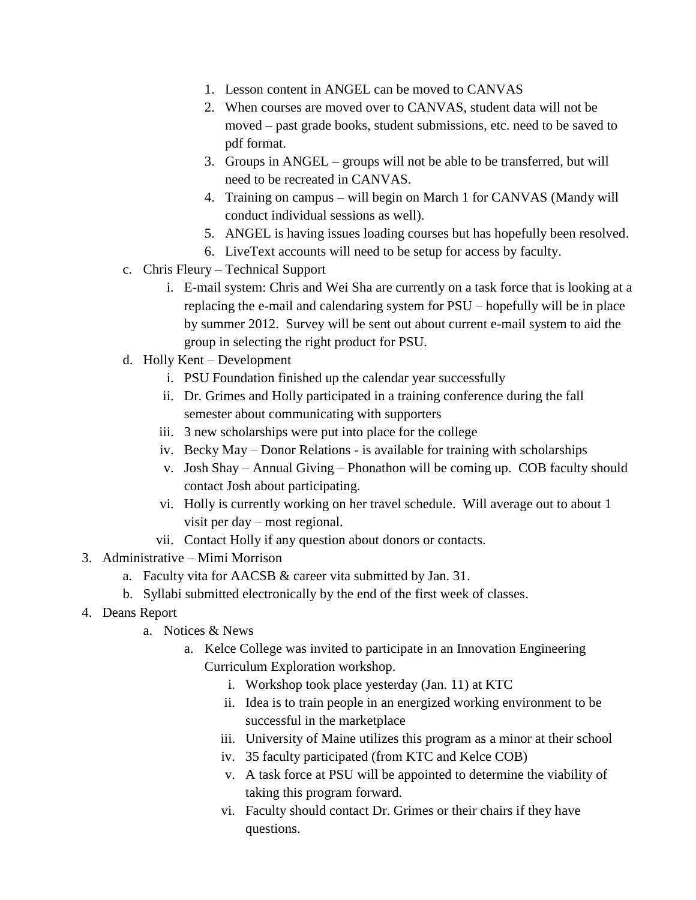1. Lesson content in ANGEL can be moved to CANVAS
2. When courses are moved over to CANVAS, student data will not be moved – past grade books, student submissions, etc. need to be saved to pdf format.
3. Groups in ANGEL – groups will not be able to be transferred, but will need to be recreated in CANVAS.
4. Training on campus – will begin on March 1 for CANVAS (Mandy will conduct individual sessions as well).
5. ANGEL is having issues loading courses but has hopefully been resolved.
6. LiveText accounts will need to be setup for access by faculty.

c. Chris Fleury – Technical Support
   i. E-mail system: Chris and Wei Sha are currently on a task force that is looking at a replacing the e-mail and calendaring system for PSU – hopefully will be in place by summer 2012. Survey will be sent out about current e-mail system to aid the group in selecting the right product for PSU.

d. Holly Kent – Development
   i. PSU Foundation finished up the calendar year successfully
   ii. Dr. Grimes and Holly participated in a training conference during the fall semester about communicating with supporters
   iii. 3 new scholarships were put into place for the college
   iv. Becky May – Donor Relations - is available for training with scholarships
   v. Josh Shay – Annual Giving – Phonathon will be coming up. COB faculty should contact Josh about participating.
   vi. Holly is currently working on her travel schedule. Will average out to about 1 visit per day – most regional.
   vii. Contact Holly if any question about donors or contacts.

3. Administrative – Mimi Morrison
   a. Faculty vita for AACSB & career vita submitted by Jan. 31.
   b. Syllabi submitted electronically by the end of the first week of classes.

4. Deans Report
   a. Notices & News
      a. Kelce College was invited to participate in an Innovation Engineering Curriculum Exploration workshop.
         i. Workshop took place yesterday (Jan. 11) at KTC
         ii. Idea is to train people in an energized working environment to be successful in the marketplace
         iii. University of Maine utilizes this program as a minor at their school
         iv. 35 faculty participated (from KTC and Kelce COB)
         v. A task force at PSU will be appointed to determine the viability of taking this program forward.
         vi. Faculty should contact Dr. Grimes or their chairs if they have questions.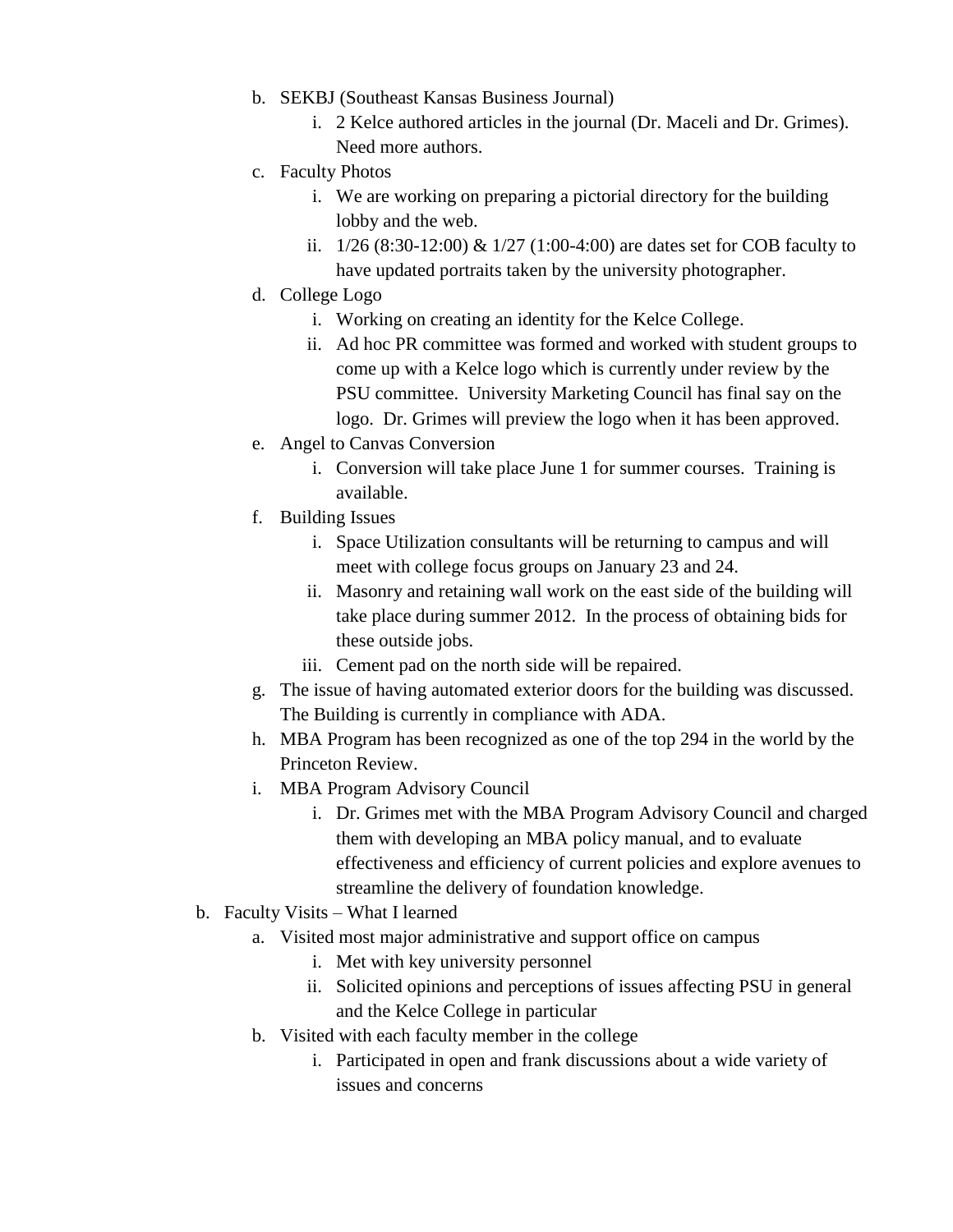- b. SEKBJ (Southeast Kansas Business Journal)
    - i. 2 Kelce authored articles in the journal (Dr. Maceli and Dr. Grimes). Need more authors.
- c. Faculty Photos
    - i. We are working on preparing a pictorial directory for the building lobby and the web.
    - ii. 1/26 (8:30-12:00) & 1/27 (1:00-4:00) are dates set for COB faculty to have updated portraits taken by the university photographer.
- d. College Logo
    - i. Working on creating an identity for the Kelce College.
    - ii. Ad hoc PR committee was formed and worked with student groups to come up with a Kelce logo which is currently under review by the PSU committee. University Marketing Council has final say on the logo. Dr. Grimes will preview the logo when it has been approved.
- e. Angel to Canvas Conversion
    - i. Conversion will take place June 1 for summer courses. Training is available.
- f. Building Issues
    - i. Space Utilization consultants will be returning to campus and will meet with college focus groups on January 23 and 24.
    - ii. Masonry and retaining wall work on the east side of the building will take place during summer 2012. In the process of obtaining bids for these outside jobs.
    - iii. Cement pad on the north side will be repaired.
- g. The issue of having automated exterior doors for the building was discussed. The Building is currently in compliance with ADA.
- h. MBA Program has been recognized as one of the top 294 in the world by the Princeton Review.
- i. MBA Program Advisory Council
    - i. Dr. Grimes met with the MBA Program Advisory Council and charged them with developing an MBA policy manual, and to evaluate effectiveness and efficiency of current policies and explore avenues to streamline the delivery of foundation knowledge.

b. Faculty Visits – What I learned

- a. Visited most major administrative and support office on campus
    - i. Met with key university personnel
    - ii. Solicited opinions and perceptions of issues affecting PSU in general and the Kelce College in particular
- b. Visited with each faculty member in the college
    - i. Participated in open and frank discussions about a wide variety of issues and concerns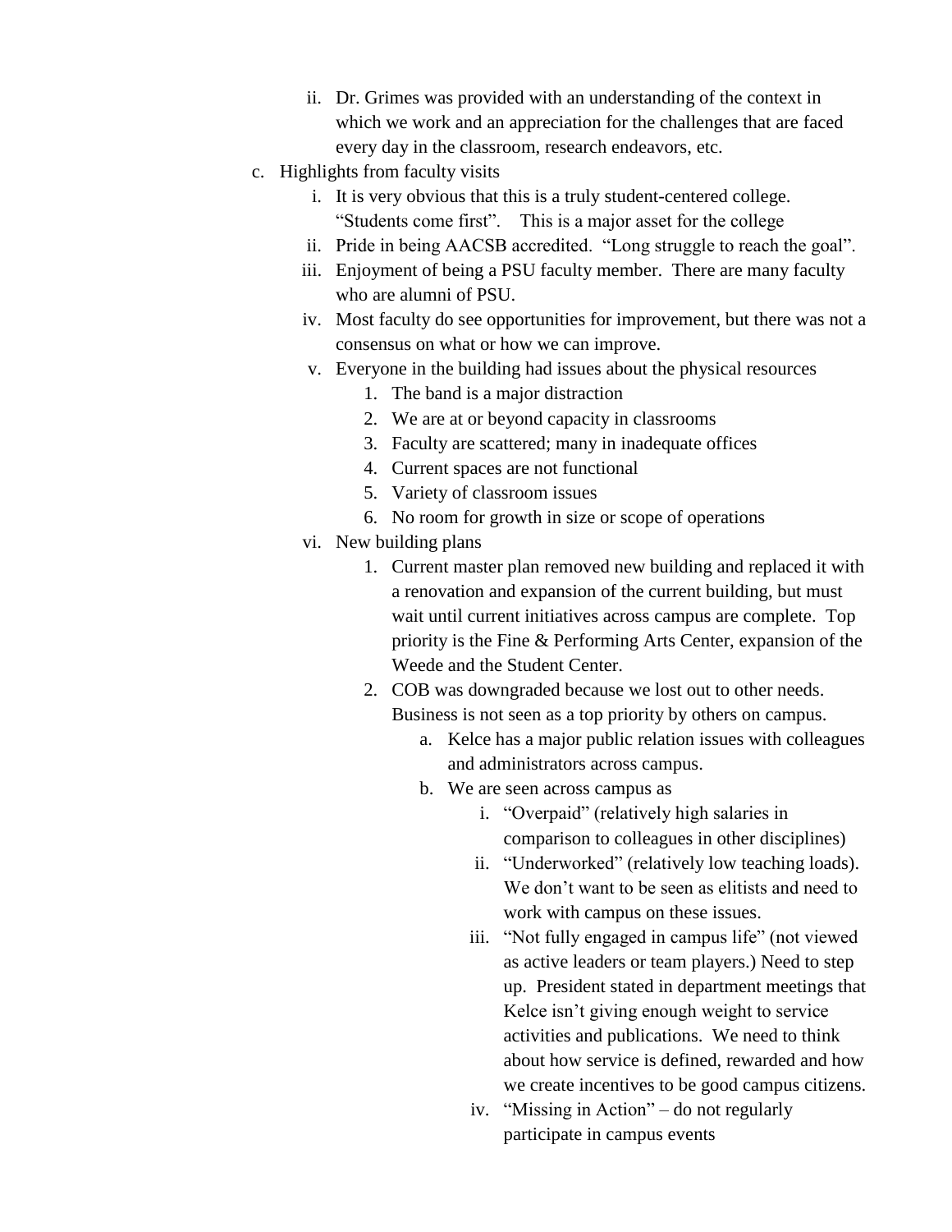ii. Dr. Grimes was provided with an understanding of the context in which we work and an appreciation for the challenges that are faced every day in the classroom, research endeavors, etc.

c. Highlights from faculty visits
   i. It is very obvious that this is a truly student-centered college. "Students come first". This is a major asset for the college
   ii. Pride in being AACSB accredited. "Long struggle to reach the goal".
   iii. Enjoyment of being a PSU faculty member. There are many faculty who are alumni of PSU.
   iv. Most faculty do see opportunities for improvement, but there was not a consensus on what or how we can improve.
   v. Everyone in the building had issues about the physical resources
      1. The band is a major distraction
      2. We are at or beyond capacity in classrooms
      3. Faculty are scattered; many in inadequate offices
      4. Current spaces are not functional
      5. Variety of classroom issues
      6. No room for growth in size or scope of operations
   vi. New building plans
      1. Current master plan removed new building and replaced it with a renovation and expansion of the current building, but must wait until current initiatives across campus are complete. Top priority is the Fine & Performing Arts Center, expansion of the Weede and the Student Center.
      2. COB was downgraded because we lost out to other needs. Business is not seen as a top priority by others on campus.
         a. Kelce has a major public relation issues with colleagues and administrators across campus.
         b. We are seen across campus as
            i. "Overpaid" (relatively high salaries in comparison to colleagues in other disciplines)
            ii. "Underworked" (relatively low teaching loads). We don't want to be seen as elitists and need to work with campus on these issues.
            iii. "Not fully engaged in campus life" (not viewed as active leaders or team players.) Need to step up. President stated in department meetings that Kelce isn't giving enough weight to service activities and publications. We need to think about how service is defined, rewarded and how we create incentives to be good campus citizens.
            iv. "Missing in Action" – do not regularly participate in campus events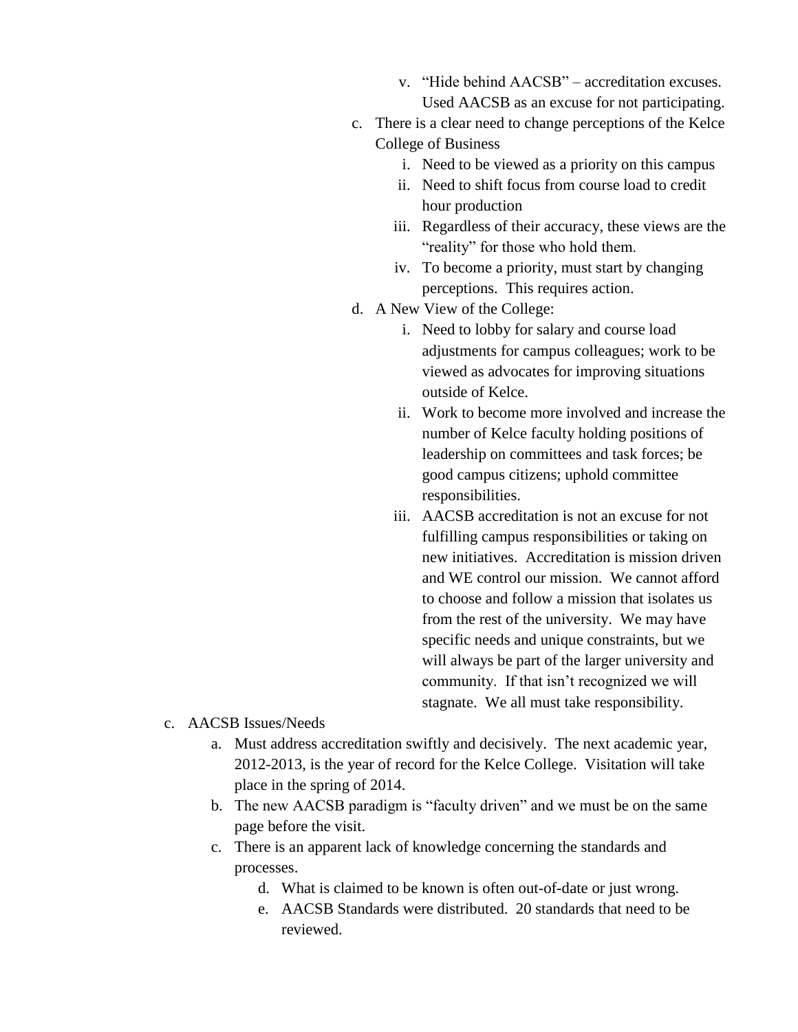v. "Hide behind AACSB" – accreditation excuses. Used AACSB as an excuse for not participating.

   c. There is a clear need to change perceptions of the Kelce College of Business
      i. Need to be viewed as a priority on this campus
      ii. Need to shift focus from course load to credit hour production
      iii. Regardless of their accuracy, these views are the "reality" for those who hold them.
      iv. To become a priority, must start by changing perceptions. This requires action.

   d. A New View of the College:
      i. Need to lobby for salary and course load adjustments for campus colleagues; work to be viewed as advocates for improving situations outside of Kelce.
      ii. Work to become more involved and increase the number of Kelce faculty holding positions of leadership on committees and task forces; be good campus citizens; uphold committee responsibilities.
      iii. AACSB accreditation is not an excuse for not fulfilling campus responsibilities or taking on new initiatives. Accreditation is mission driven and WE control our mission. We cannot afford to choose and follow a mission that isolates us from the rest of the university. We may have specific needs and unique constraints, but we will always be part of the larger university and community. If that isn't recognized we will stagnate. We all must take responsibility.

c. AACSB Issues/Needs
   a. Must address accreditation swiftly and decisively. The next academic year, 2012-2013, is the year of record for the Kelce College. Visitation will take place in the spring of 2014.
   b. The new AACSB paradigm is "faculty driven" and we must be on the same page before the visit.
   c. There is an apparent lack of knowledge concerning the standards and processes.
      d. What is claimed to be known is often out-of-date or just wrong.
      e. AACSB Standards were distributed. 20 standards that need to be reviewed.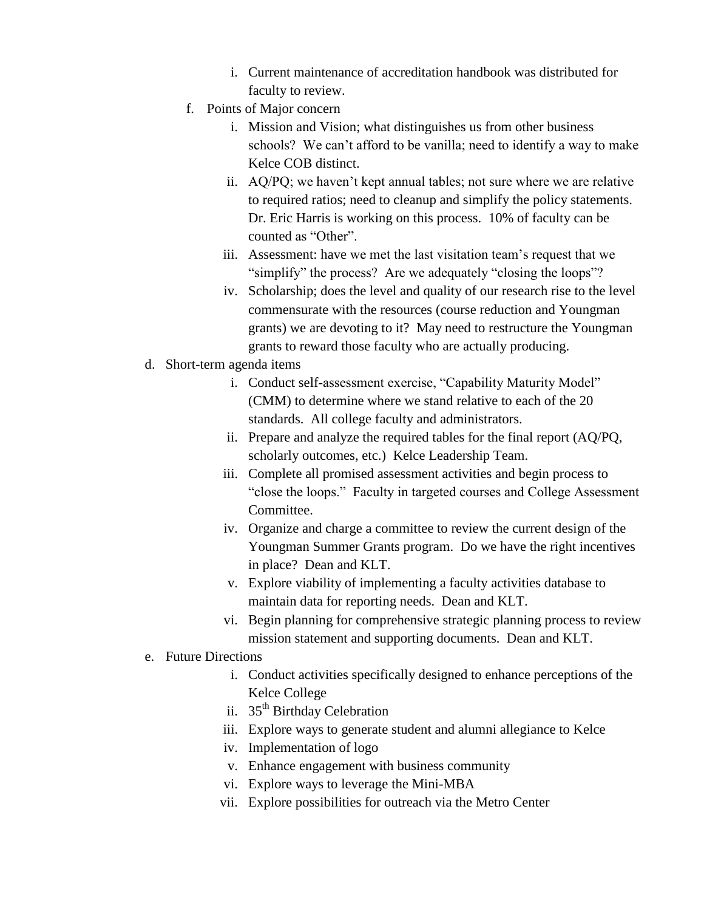i. Current maintenance of accreditation handbook was distributed for faculty to review.

f. Points of Major concern

   i. Mission and Vision; what distinguishes us from other business schools? We can't afford to be vanilla; need to identify a way to make Kelce COB distinct.

   ii. AQ/PQ; we haven't kept annual tables; not sure where we are relative to required ratios; need to cleanup and simplify the policy statements. Dr. Eric Harris is working on this process. 10% of faculty can be counted as "Other".

   iii. Assessment: have we met the last visitation team's request that we "simplify" the process? Are we adequately "closing the loops"?

   iv. Scholarship; does the level and quality of our research rise to the level commensurate with the resources (course reduction and Youngman grants) we are devoting to it? May need to restructure the Youngman grants to reward those faculty who are actually producing.

d. Short-term agenda items

   i. Conduct self-assessment exercise, "Capability Maturity Model" (CMM) to determine where we stand relative to each of the 20 standards. All college faculty and administrators.

   ii. Prepare and analyze the required tables for the final report (AQ/PQ, scholarly outcomes, etc.) Kelce Leadership Team.

   iii. Complete all promised assessment activities and begin process to "close the loops." Faculty in targeted courses and College Assessment Committee.

   iv. Organize and charge a committee to review the current design of the Youngman Summer Grants program. Do we have the right incentives in place? Dean and KLT.

   v. Explore viability of implementing a faculty activities database to maintain data for reporting needs. Dean and KLT.

   vi. Begin planning for comprehensive strategic planning process to review mission statement and supporting documents. Dean and KLT.

e. Future Directions

   i. Conduct activities specifically designed to enhance perceptions of the Kelce College

   ii. 35th Birthday Celebration

   iii. Explore ways to generate student and alumni allegiance to Kelce

   iv. Implementation of logo

   v. Enhance engagement with business community

   vi. Explore ways to leverage the Mini-MBA

   vii. Explore possibilities for outreach via the Metro Center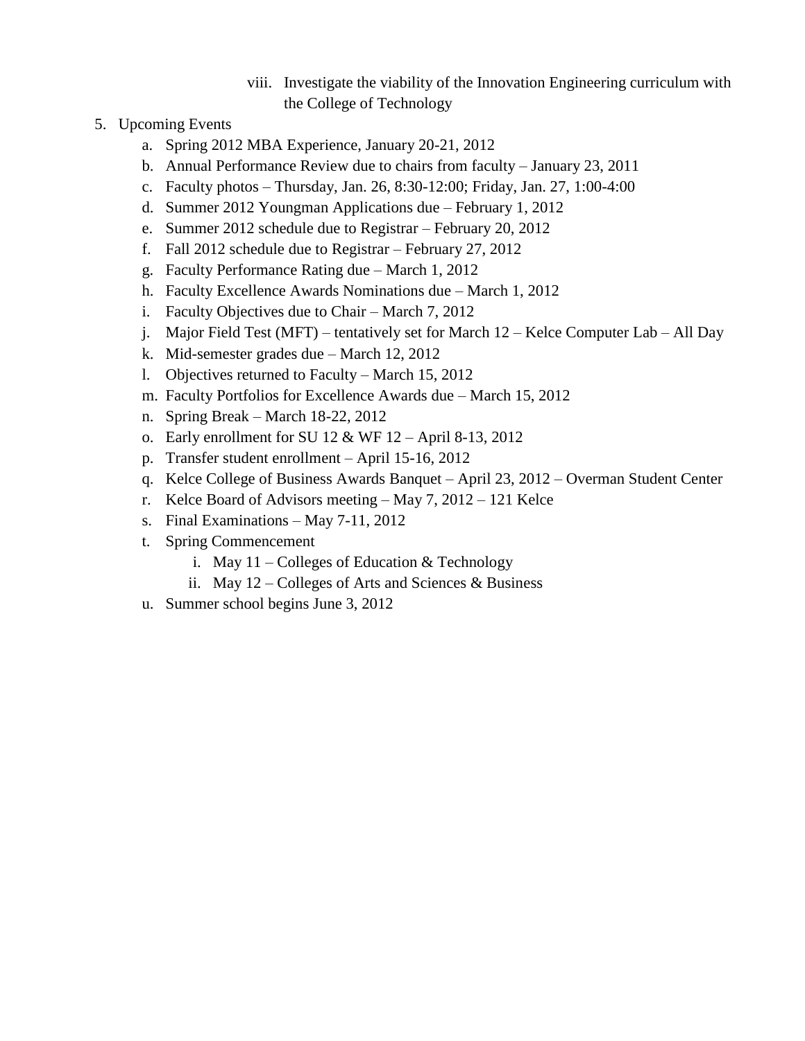viii. Investigate the viability of the Innovation Engineering curriculum with the College of Technology

5. Upcoming Events
   a. Spring 2012 MBA Experience, January 20-21, 2012
   b. Annual Performance Review due to chairs from faculty – January 23, 2011
   c. Faculty photos – Thursday, Jan. 26, 8:30-12:00; Friday, Jan. 27, 1:00-4:00
   d. Summer 2012 Youngman Applications due – February 1, 2012
   e. Summer 2012 schedule due to Registrar – February 20, 2012
   f. Fall 2012 schedule due to Registrar – February 27, 2012
   g. Faculty Performance Rating due – March 1, 2012
   h. Faculty Excellence Awards Nominations due – March 1, 2012
   i. Faculty Objectives due to Chair – March 7, 2012
   j. Major Field Test (MFT) – tentatively set for March 12 – Kelce Computer Lab – All Day
   k. Mid-semester grades due – March 12, 2012
   l. Objectives returned to Faculty – March 15, 2012
   m. Faculty Portfolios for Excellence Awards due – March 15, 2012
   n. Spring Break – March 18-22, 2012
   o. Early enrollment for SU 12 & WF 12 – April 8-13, 2012
   p. Transfer student enrollment – April 15-16, 2012
   q. Kelce College of Business Awards Banquet – April 23, 2012 – Overman Student Center
   r. Kelce Board of Advisors meeting – May 7, 2012 – 121 Kelce
   s. Final Examinations – May 7-11, 2012
   t. Spring Commencement
      i. May 11 – Colleges of Education & Technology
      ii. May 12 – Colleges of Arts and Sciences & Business
   u. Summer school begins June 3, 2012